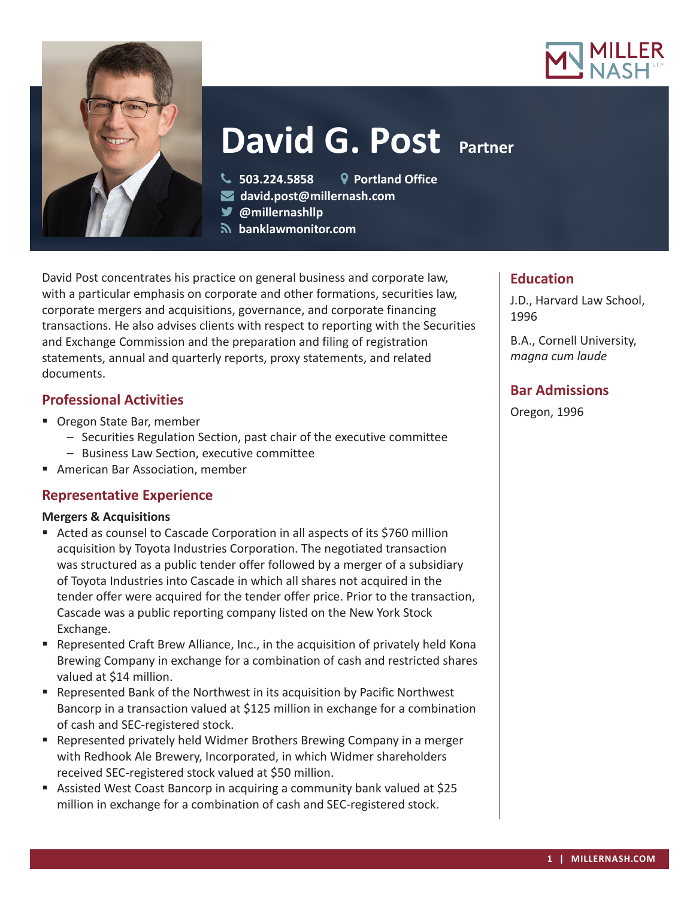# David G. Post Partner

503.224.5858 Portland Office
david.post@millernash.com
@millernashllp
banklawmonitor.com

David Post concentrates his practice on general business and corporate law, with a particular emphasis on corporate and other formations, securities law, corporate mergers and acquisitions, governance, and corporate financing transactions. He also advises clients with respect to reporting with the Securities and Exchange Commission and the preparation and filing of registration statements, annual and quarterly reports, proxy statements, and related documents.

## Professional Activities

- Oregon State Bar, member
  - Securities Regulation Section, past chair of the executive committee
  - Business Law Section, executive committee
- American Bar Association, member

## Representative Experience

### Mergers & Acquisitions

- Acted as counsel to Cascade Corporation in all aspects of its $760 million acquisition by Toyota Industries Corporation. The negotiated transaction was structured as a public tender offer followed by a merger of a subsidiary of Toyota Industries into Cascade in which all shares not acquired in the tender offer were acquired for the tender offer price. Prior to the transaction, Cascade was a public reporting company listed on the New York Stock Exchange.
- Represented Craft Brew Alliance, Inc., in the acquisition of privately held Kona Brewing Company in exchange for a combination of cash and restricted shares valued at $14 million.
- Represented Bank of the Northwest in its acquisition by Pacific Northwest Bancorp in a transaction valued at $125 million in exchange for a combination of cash and SEC-registered stock.
- Represented privately held Widmer Brothers Brewing Company in a merger with Redhook Ale Brewery, Incorporated, in which Widmer shareholders received SEC-registered stock valued at $50 million.
- Assisted West Coast Bancorp in acquiring a community bank valued at $25 million in exchange for a combination of cash and SEC-registered stock.

## Education

J.D., Harvard Law School, 1996

B.A., Cornell University, *magna cum laude*

## Bar Admissions

Oregon, 1996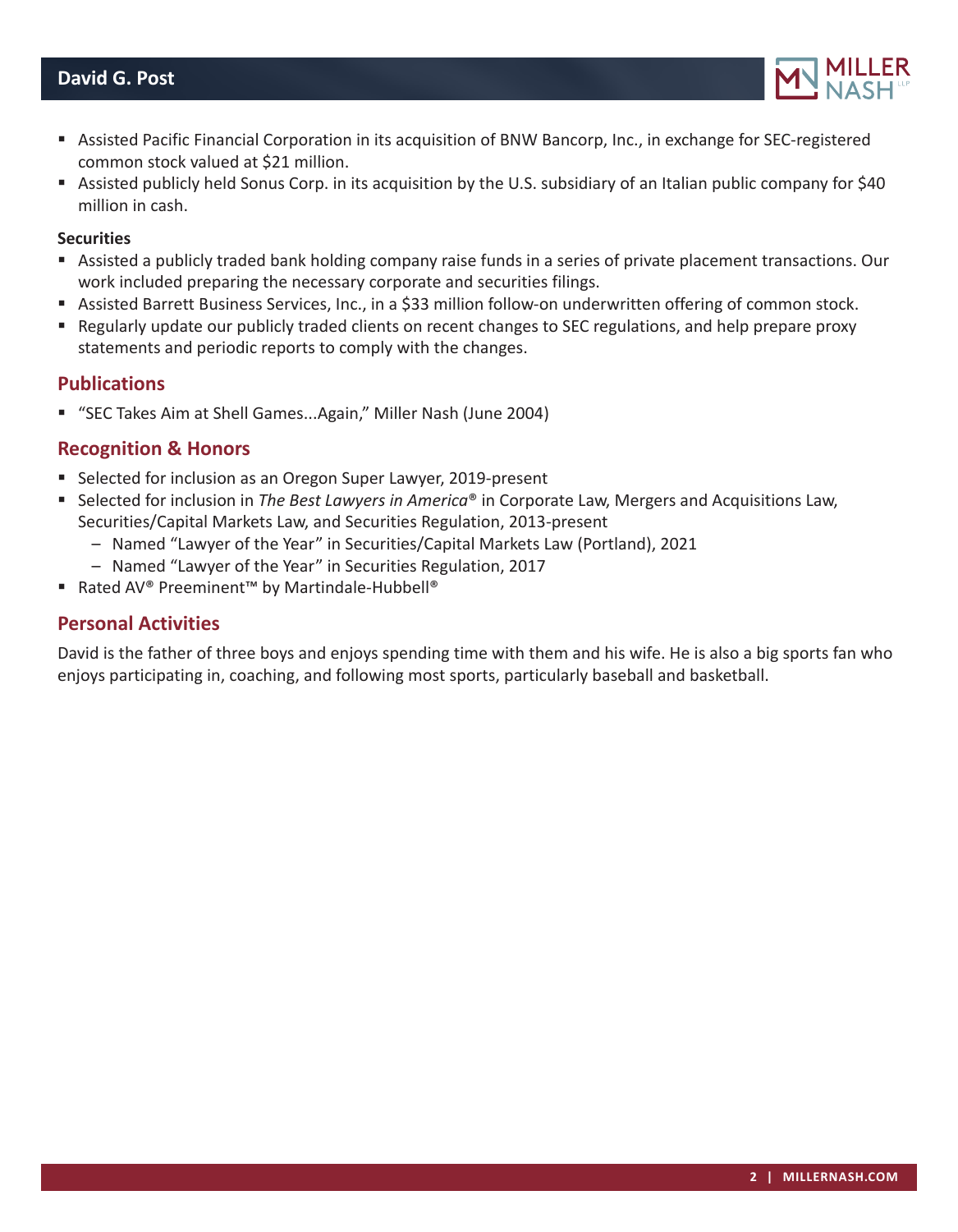- Assisted Pacific Financial Corporation in its acquisition of BNW Bancorp, Inc., in exchange for SEC-registered common stock valued at $21 million.
- Assisted publicly held Sonus Corp. in its acquisition by the U.S. subsidiary of an Italian public company for $40 million in cash.

**Securities**

- Assisted a publicly traded bank holding company raise funds in a series of private placement transactions. Our work included preparing the necessary corporate and securities filings.
- Assisted Barrett Business Services, Inc., in a $33 million follow-on underwritten offering of common stock.
- Regularly update our publicly traded clients on recent changes to SEC regulations, and help prepare proxy statements and periodic reports to comply with the changes.

## Publications

- "SEC Takes Aim at Shell Games...Again," Miller Nash (June 2004)

## Recognition & Honors

- Selected for inclusion as an Oregon Super Lawyer, 2019-present
- Selected for inclusion in *The Best Lawyers in America®* in Corporate Law, Mergers and Acquisitions Law, Securities/Capital Markets Law, and Securities Regulation, 2013-present
  - Named "Lawyer of the Year" in Securities/Capital Markets Law (Portland), 2021
  - Named "Lawyer of the Year" in Securities Regulation, 2017
- Rated AV® Preeminent™ by Martindale-Hubbell®

## Personal Activities

David is the father of three boys and enjoys spending time with them and his wife. He is also a big sports fan who enjoys participating in, coaching, and following most sports, particularly baseball and basketball.